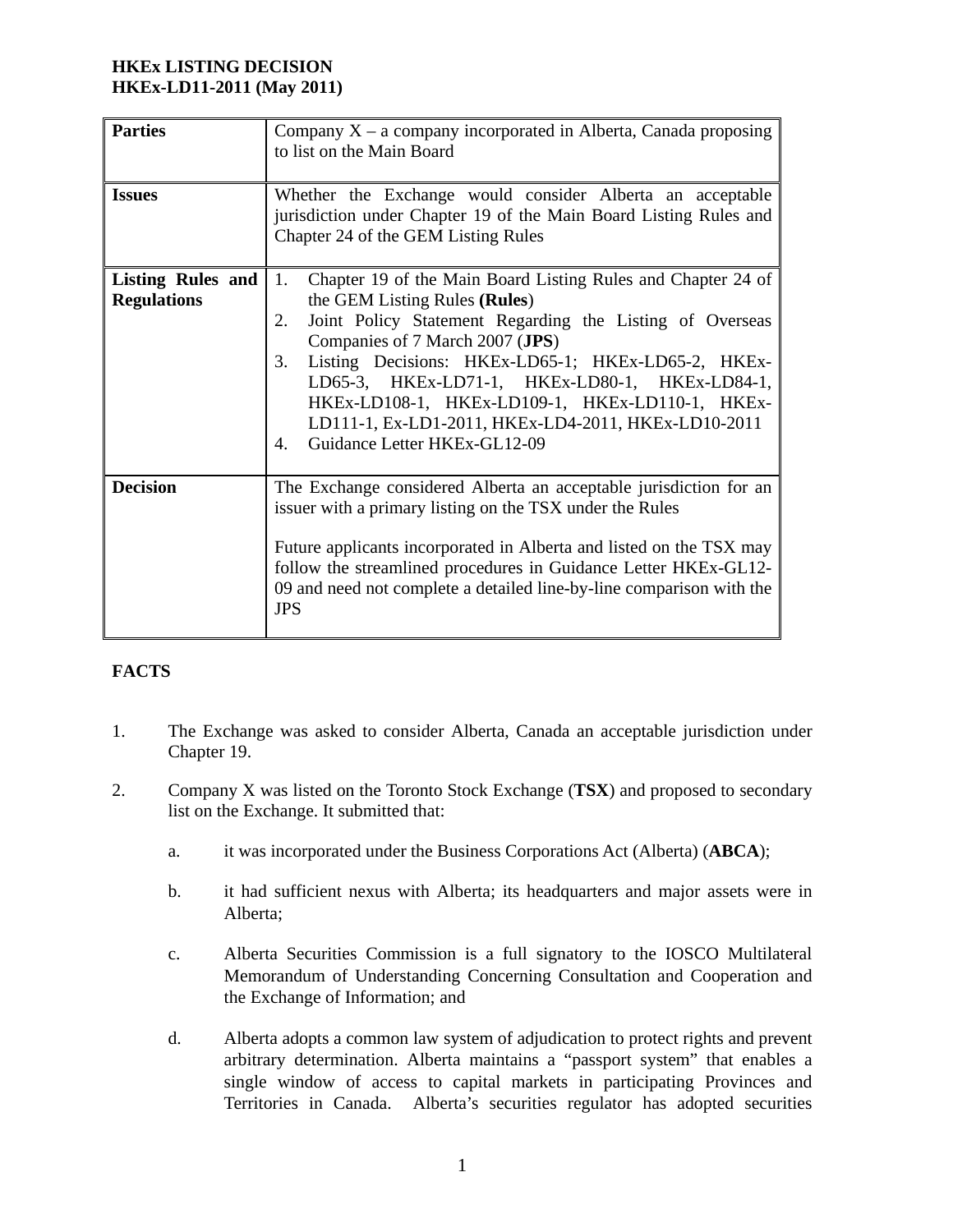**HKEx LISTING DECISION**
**HKEx-LD11-2011 (May 2011)**

| | |
|---|---|
| **Parties** | Company X – a company incorporated in Alberta, Canada proposing to list on the Main Board |
| **Issues** | Whether the Exchange would consider Alberta an acceptable jurisdiction under Chapter 19 of the Main Board Listing Rules and Chapter 24 of the GEM Listing Rules |
| **Listing Rules and Regulations** | 1. Chapter 19 of the Main Board Listing Rules and Chapter 24 of the GEM Listing Rules **(Rules**)<br>2. Joint Policy Statement Regarding the Listing of Overseas Companies of 7 March 2007 (**JPS**)<br>3. Listing Decisions: HKEx-LD65-1; HKEx-LD65-2, HKEx-LD65-3, HKEx-LD71-1, HKEx-LD80-1, HKEx-LD84-1, HKEx-LD108-1, HKEx-LD109-1, HKEx-LD110-1, HKEx-LD111-1, Ex-LD1-2011, HKEx-LD4-2011, HKEx-LD10-2011<br>4. Guidance Letter HKEx-GL12-09 |
| **Decision** | The Exchange considered Alberta an acceptable jurisdiction for an issuer with a primary listing on the TSX under the Rules<br><br>Future applicants incorporated in Alberta and listed on the TSX may follow the streamlined procedures in Guidance Letter HKEx-GL12-09 and need not complete a detailed line-by-line comparison with the JPS |

**FACTS**

1. The Exchange was asked to consider Alberta, Canada an acceptable jurisdiction under Chapter 19.

2. Company X was listed on the Toronto Stock Exchange (**TSX**) and proposed to secondary list on the Exchange. It submitted that:

   a. it was incorporated under the Business Corporations Act (Alberta) (**ABCA**);

   b. it had sufficient nexus with Alberta; its headquarters and major assets were in Alberta;

   c. Alberta Securities Commission is a full signatory to the IOSCO Multilateral Memorandum of Understanding Concerning Consultation and Cooperation and the Exchange of Information; and

   d. Alberta adopts a common law system of adjudication to protect rights and prevent arbitrary determination. Alberta maintains a "passport system" that enables a single window of access to capital markets in participating Provinces and Territories in Canada. Alberta's securities regulator has adopted securities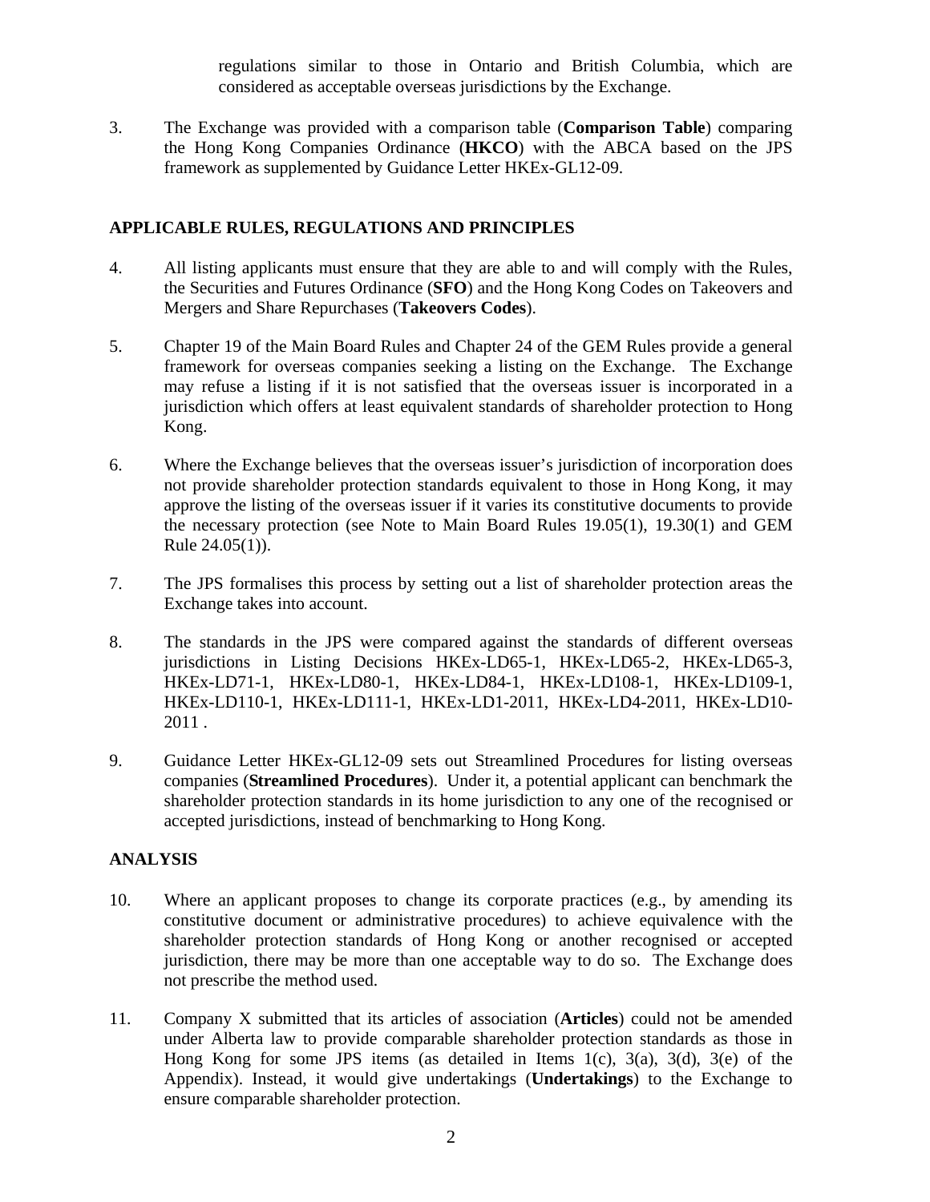regulations similar to those in Ontario and British Columbia, which are considered as acceptable overseas jurisdictions by the Exchange.

3. The Exchange was provided with a comparison table (**Comparison Table**) comparing the Hong Kong Companies Ordinance (**HKCO**) with the ABCA based on the JPS framework as supplemented by Guidance Letter HKEx-GL12-09.

## APPLICABLE RULES, REGULATIONS AND PRINCIPLES

4. All listing applicants must ensure that they are able to and will comply with the Rules, the Securities and Futures Ordinance (**SFO**) and the Hong Kong Codes on Takeovers and Mergers and Share Repurchases (**Takeovers Codes**).

5. Chapter 19 of the Main Board Rules and Chapter 24 of the GEM Rules provide a general framework for overseas companies seeking a listing on the Exchange. The Exchange may refuse a listing if it is not satisfied that the overseas issuer is incorporated in a jurisdiction which offers at least equivalent standards of shareholder protection to Hong Kong.

6. Where the Exchange believes that the overseas issuer's jurisdiction of incorporation does not provide shareholder protection standards equivalent to those in Hong Kong, it may approve the listing of the overseas issuer if it varies its constitutive documents to provide the necessary protection (see Note to Main Board Rules 19.05(1), 19.30(1) and GEM Rule 24.05(1)).

7. The JPS formalises this process by setting out a list of shareholder protection areas the Exchange takes into account.

8. The standards in the JPS were compared against the standards of different overseas jurisdictions in Listing Decisions HKEx-LD65-1, HKEx-LD65-2, HKEx-LD65-3, HKEx-LD71-1, HKEx-LD80-1, HKEx-LD84-1, HKEx-LD108-1, HKEx-LD109-1, HKEx-LD110-1, HKEx-LD111-1, HKEx-LD1-2011, HKEx-LD4-2011, HKEx-LD10-2011 .

9. Guidance Letter HKEx-GL12-09 sets out Streamlined Procedures for listing overseas companies (**Streamlined Procedures**). Under it, a potential applicant can benchmark the shareholder protection standards in its home jurisdiction to any one of the recognised or accepted jurisdictions, instead of benchmarking to Hong Kong.

## ANALYSIS

10. Where an applicant proposes to change its corporate practices (e.g., by amending its constitutive document or administrative procedures) to achieve equivalence with the shareholder protection standards of Hong Kong or another recognised or accepted jurisdiction, there may be more than one acceptable way to do so. The Exchange does not prescribe the method used.

11. Company X submitted that its articles of association (**Articles**) could not be amended under Alberta law to provide comparable shareholder protection standards as those in Hong Kong for some JPS items (as detailed in Items 1(c), 3(a), 3(d), 3(e) of the Appendix). Instead, it would give undertakings (**Undertakings**) to the Exchange to ensure comparable shareholder protection.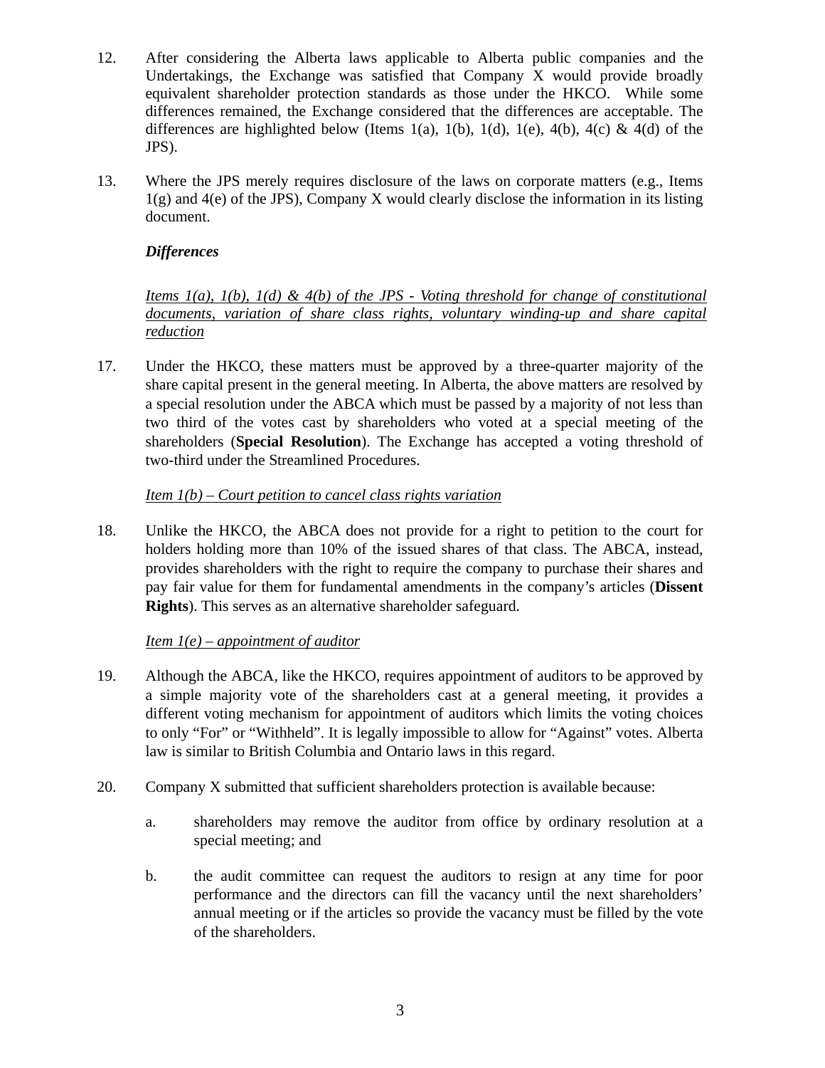12. After considering the Alberta laws applicable to Alberta public companies and the Undertakings, the Exchange was satisfied that Company X would provide broadly equivalent shareholder protection standards as those under the HKCO. While some differences remained, the Exchange considered that the differences are acceptable. The differences are highlighted below (Items 1(a), 1(b), 1(d), 1(e), 4(b), 4(c) & 4(d) of the JPS).

13. Where the JPS merely requires disclosure of the laws on corporate matters (e.g., Items 1(g) and 4(e) of the JPS), Company X would clearly disclose the information in its listing document.

***Differences***

*<u>Items 1(a), 1(b), 1(d) & 4(b) of the JPS - Voting threshold for change of constitutional documents, variation of share class rights, voluntary winding-up and share capital reduction</u>*

17. Under the HKCO, these matters must be approved by a three-quarter majority of the share capital present in the general meeting. In Alberta, the above matters are resolved by a special resolution under the ABCA which must be passed by a majority of not less than two third of the votes cast by shareholders who voted at a special meeting of the shareholders (**Special Resolution**). The Exchange has accepted a voting threshold of two-third under the Streamlined Procedures.

*<u>Item 1(b) – Court petition to cancel class rights variation</u>*

18. Unlike the HKCO, the ABCA does not provide for a right to petition to the court for holders holding more than 10% of the issued shares of that class. The ABCA, instead, provides shareholders with the right to require the company to purchase their shares and pay fair value for them for fundamental amendments in the company's articles (**Dissent Rights**). This serves as an alternative shareholder safeguard.

*<u>Item 1(e) – appointment of auditor</u>*

19. Although the ABCA, like the HKCO, requires appointment of auditors to be approved by a simple majority vote of the shareholders cast at a general meeting, it provides a different voting mechanism for appointment of auditors which limits the voting choices to only "For" or "Withheld". It is legally impossible to allow for "Against" votes. Alberta law is similar to British Columbia and Ontario laws in this regard.

20. Company X submitted that sufficient shareholders protection is available because:

    a. shareholders may remove the auditor from office by ordinary resolution at a special meeting; and

    b. the audit committee can request the auditors to resign at any time for poor performance and the directors can fill the vacancy until the next shareholders' annual meeting or if the articles so provide the vacancy must be filled by the vote of the shareholders.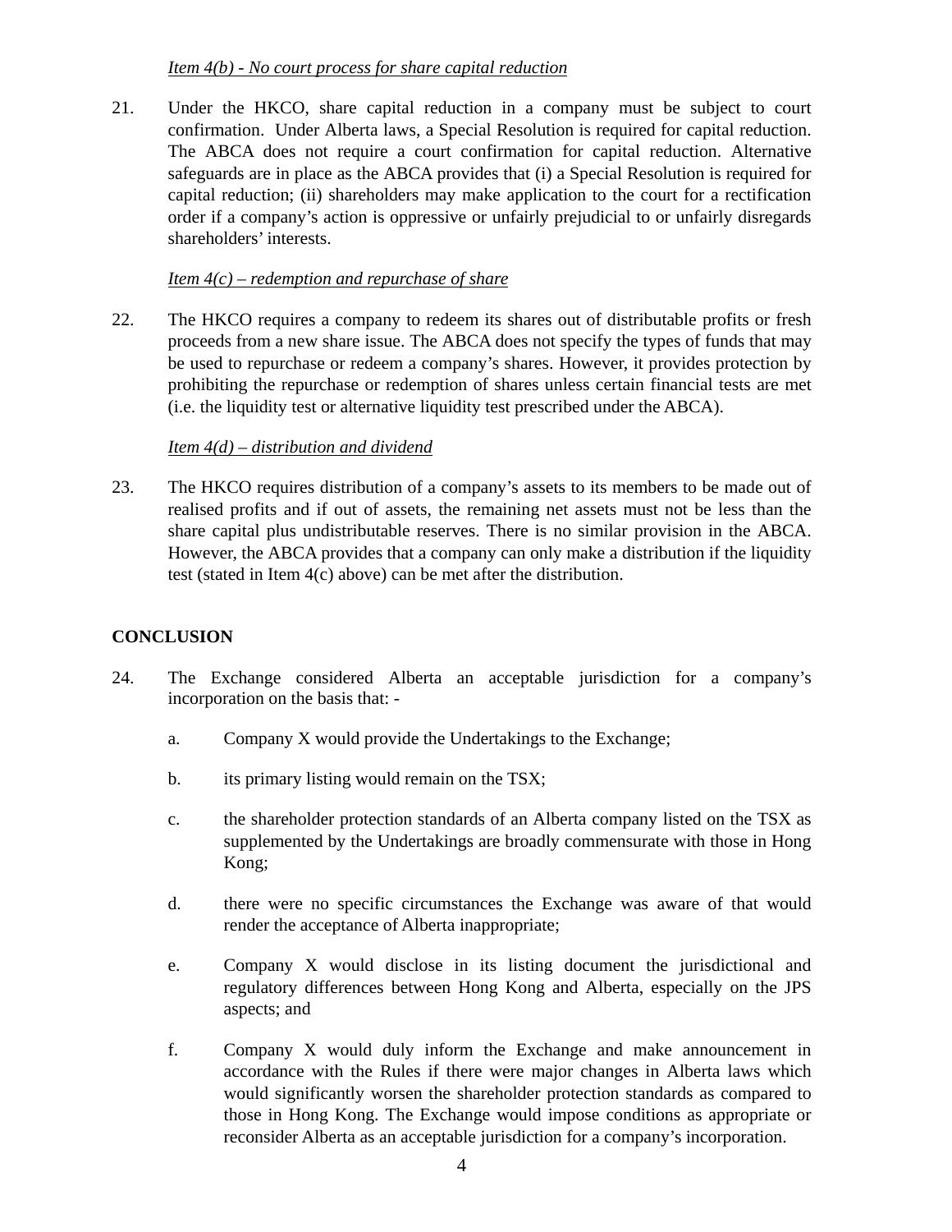*Item 4(b) - No court process for share capital reduction*

21. Under the HKCO, share capital reduction in a company must be subject to court confirmation. Under Alberta laws, a Special Resolution is required for capital reduction. The ABCA does not require a court confirmation for capital reduction. Alternative safeguards are in place as the ABCA provides that (i) a Special Resolution is required for capital reduction; (ii) shareholders may make application to the court for a rectification order if a company's action is oppressive or unfairly prejudicial to or unfairly disregards shareholders' interests.

*Item 4(c) – redemption and repurchase of share*

22. The HKCO requires a company to redeem its shares out of distributable profits or fresh proceeds from a new share issue. The ABCA does not specify the types of funds that may be used to repurchase or redeem a company's shares. However, it provides protection by prohibiting the repurchase or redemption of shares unless certain financial tests are met (i.e. the liquidity test or alternative liquidity test prescribed under the ABCA).

*Item 4(d) – distribution and dividend*

23. The HKCO requires distribution of a company's assets to its members to be made out of realised profits and if out of assets, the remaining net assets must not be less than the share capital plus undistributable reserves. There is no similar provision in the ABCA. However, the ABCA provides that a company can only make a distribution if the liquidity test (stated in Item 4(c) above) can be met after the distribution.

**CONCLUSION**

24. The Exchange considered Alberta an acceptable jurisdiction for a company's incorporation on the basis that: -

 a. Company X would provide the Undertakings to the Exchange;

 b. its primary listing would remain on the TSX;

 c. the shareholder protection standards of an Alberta company listed on the TSX as supplemented by the Undertakings are broadly commensurate with those in Hong Kong;

 d. there were no specific circumstances the Exchange was aware of that would render the acceptance of Alberta inappropriate;

 e. Company X would disclose in its listing document the jurisdictional and regulatory differences between Hong Kong and Alberta, especially on the JPS aspects; and

 f. Company X would duly inform the Exchange and make announcement in accordance with the Rules if there were major changes in Alberta laws which would significantly worsen the shareholder protection standards as compared to those in Hong Kong. The Exchange would impose conditions as appropriate or reconsider Alberta as an acceptable jurisdiction for a company's incorporation.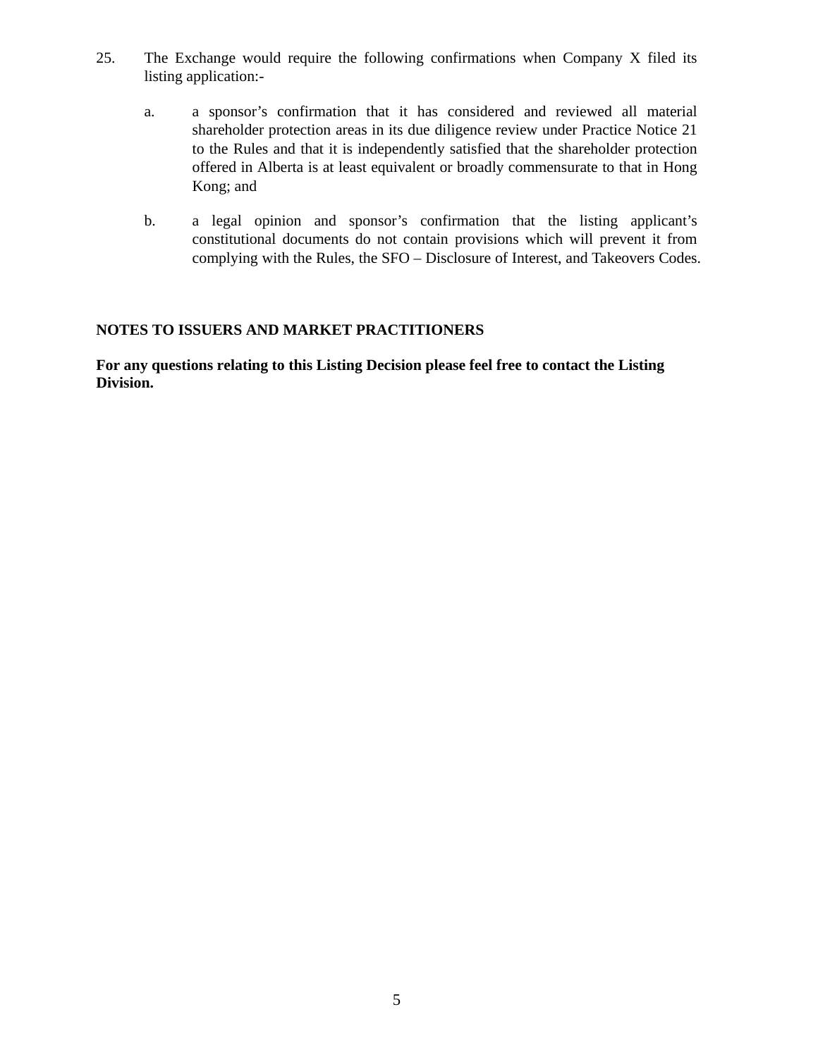25. The Exchange would require the following confirmations when Company X filed its listing application:-

    a. a sponsor's confirmation that it has considered and reviewed all material shareholder protection areas in its due diligence review under Practice Notice 21 to the Rules and that it is independently satisfied that the shareholder protection offered in Alberta is at least equivalent or broadly commensurate to that in Hong Kong; and

    b. a legal opinion and sponsor's confirmation that the listing applicant's constitutional documents do not contain provisions which will prevent it from complying with the Rules, the SFO – Disclosure of Interest, and Takeovers Codes.

**NOTES TO ISSUERS AND MARKET PRACTITIONERS**

**For any questions relating to this Listing Decision please feel free to contact the Listing Division.**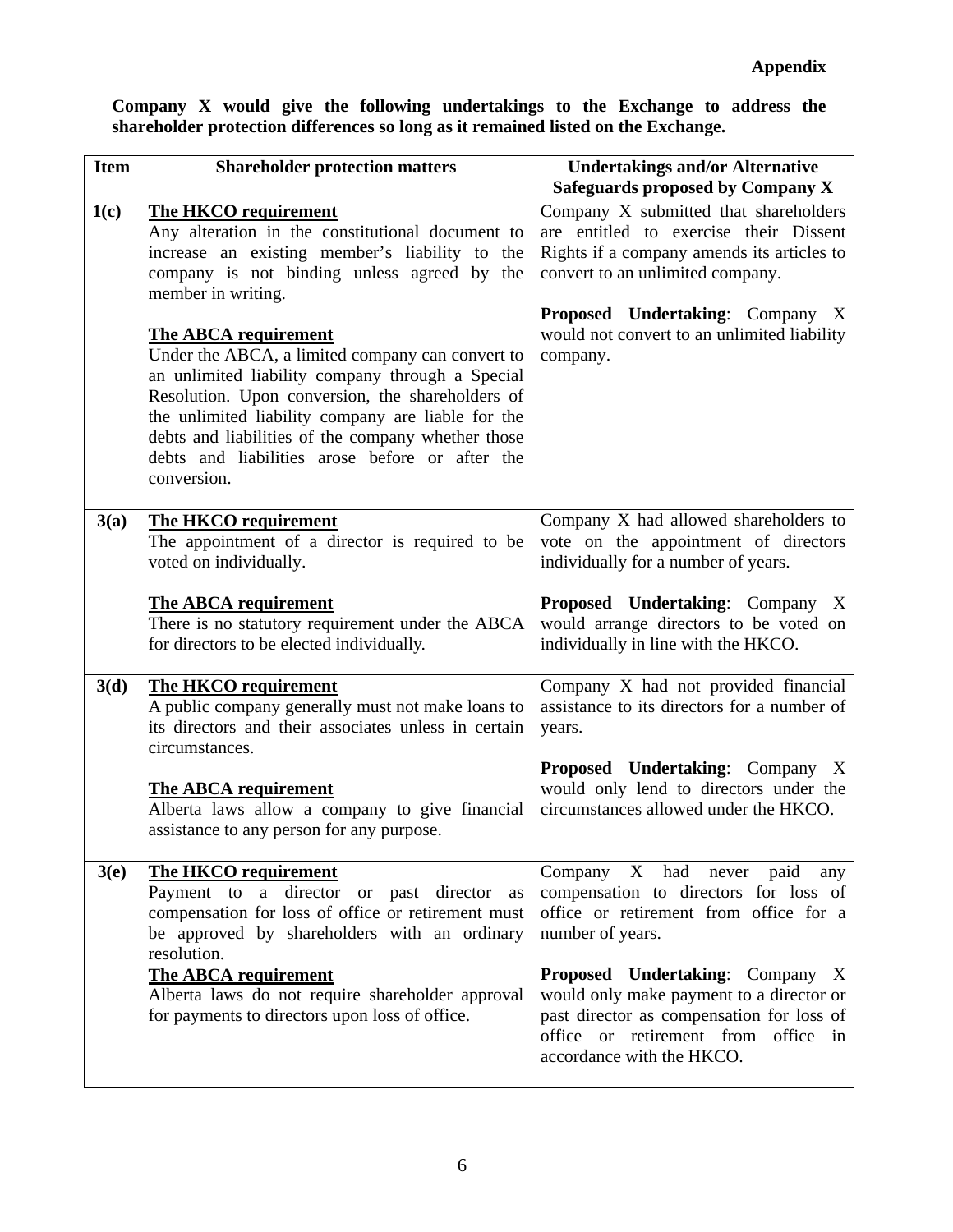**Appendix**

**Company X would give the following undertakings to the Exchange to address the shareholder protection differences so long as it remained listed on the Exchange.**

| Item | Shareholder protection matters | Undertakings and/or Alternative Safeguards proposed by Company X |
|---|---|---|
| **1(c)** | **The HKCO requirement**<br>Any alteration in the constitutional document to increase an existing member's liability to the company is not binding unless agreed by the member in writing.<br><br>**The ABCA requirement**<br>Under the ABCA, a limited company can convert to an unlimited liability company through a Special Resolution. Upon conversion, the shareholders of the unlimited liability company are liable for the debts and liabilities of the company whether those debts and liabilities arose before or after the conversion. | Company X submitted that shareholders are entitled to exercise their Dissent Rights if a company amends its articles to convert to an unlimited company.<br><br>**Proposed Undertaking**: Company X would not convert to an unlimited liability company. |
| **3(a)** | **The HKCO requirement**<br>The appointment of a director is required to be voted on individually.<br><br>**The ABCA requirement**<br>There is no statutory requirement under the ABCA for directors to be elected individually. | Company X had allowed shareholders to vote on the appointment of directors individually for a number of years.<br><br>**Proposed Undertaking**: Company X would arrange directors to be voted on individually in line with the HKCO. |
| **3(d)** | **The HKCO requirement**<br>A public company generally must not make loans to its directors and their associates unless in certain circumstances.<br><br>**The ABCA requirement**<br>Alberta laws allow a company to give financial assistance to any person for any purpose. | Company X had not provided financial assistance to its directors for a number of years.<br><br>**Proposed Undertaking**: Company X would only lend to directors under the circumstances allowed under the HKCO. |
| **3(e)** | **The HKCO requirement**<br>Payment to a director or past director as compensation for loss of office or retirement must be approved by shareholders with an ordinary resolution.<br>**The ABCA requirement**<br>Alberta laws do not require shareholder approval for payments to directors upon loss of office. | Company X had never paid any compensation to directors for loss of office or retirement from office for a number of years.<br><br>**Proposed Undertaking**: Company X would only make payment to a director or past director as compensation for loss of office or retirement from office in accordance with the HKCO. |